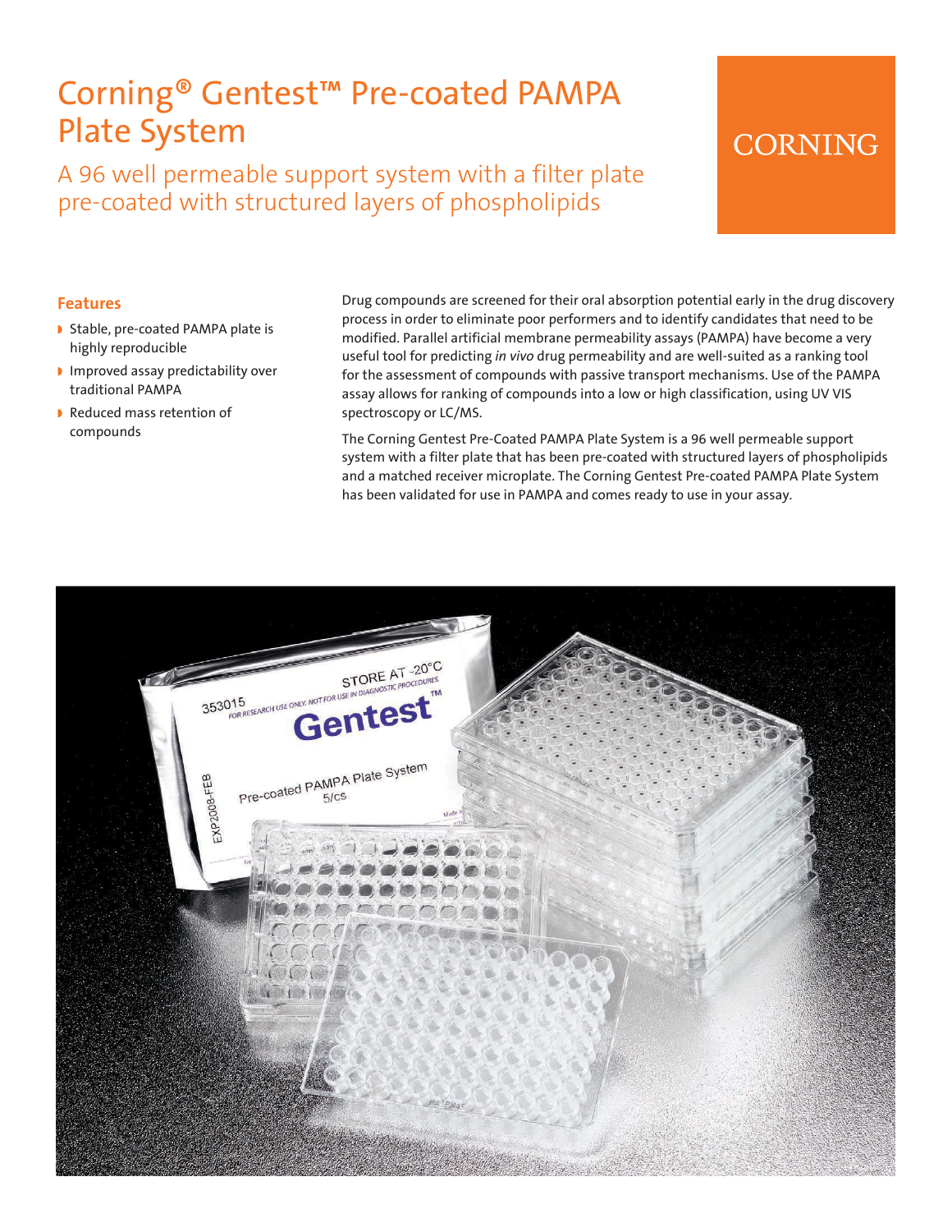# Corning® Gentest™ Pre-coated PAMPA Plate System

## A 96 well permeable support system with a filter plate pre-coated with structured layers of phospholipids

CORNING

### Features

- Stable, pre-coated PAMPA plate is highly reproducible
- Improved assay predictability over traditional PAMPA
- Reduced mass retention of compounds

Drug compounds are screened for their oral absorption potential early in the drug discovery process in order to eliminate poor performers and to identify candidates that need to be modified. Parallel artificial membrane permeability assays (PAMPA) have become a very useful tool for predicting *in vivo* drug permeability and are well-suited as a ranking tool for the assessment of compounds with passive transport mechanisms. Use of the PAMPA assay allows for ranking of compounds into a low or high classification, using UV VIS spectroscopy or LC/MS.

The Corning Gentest Pre-Coated PAMPA Plate System is a 96 well permeable support system with a filter plate that has been pre-coated with structured layers of phospholipids and a matched receiver microplate. The Corning Gentest Pre-coated PAMPA Plate System has been validated for use in PAMPA and comes ready to use in your assay.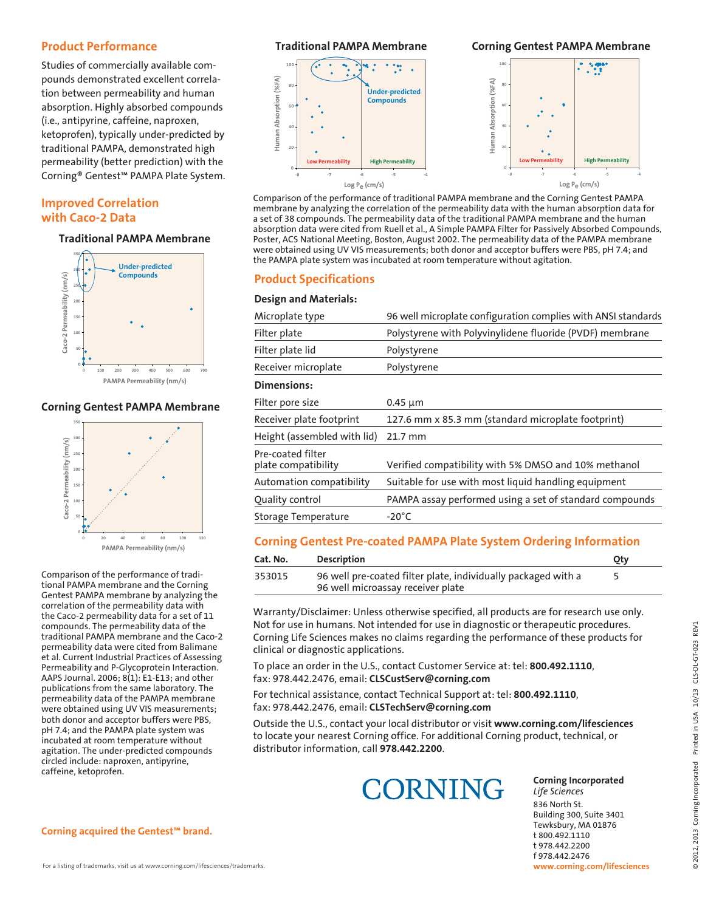## Product Performance

Studies of commercially available compounds demonstrated excellent correlation between permeability and human absorption. Highly absorbed compounds (i.e., antipyrine, caffeine, naproxen, ketoprofen), typically under-predicted by traditional PAMPA, demonstrated high permeability (better prediction) with the Corning® Gentest™ PAMPA Plate System.

### Traditional PAMPA Membrane

Human Absorption (%FA)

100
80
60
40
20
0

-8 -7 -6 -5 -4

Log $P_e$ (cm/s)

Under-predicted Compounds

Low Permeability

High Permeability

### Corning Gentest PAMPA Membrane

Human Absorption (%FA)

100
80
60
40
20
0

-8 -7 -6 -5 -4

Log $P_e$ (cm/s)

Low Permeability

High Permeability

Comparison of the performance of traditional PAMPA membrane and the Corning Gentest PAMPA membrane by analyzing the correlation of the permeability data with the human absorption data for a set of 38 compounds. The permeability data of the traditional PAMPA membrane and the human absorption data were cited from Ruell et al., A Simple PAMPA Filter for Passively Absorbed Compounds, Poster, ACS National Meeting, Boston, August 2002. The permeability data of the PAMPA membrane were obtained using UV VIS measurements; both donor and acceptor buffers were PBS, pH 7.4; and the PAMPA plate system was incubated at room temperature without agitation.

## Improved Correlation with Caco-2 Data

### Traditional PAMPA Membrane

Caco-2 Permeability (nm/s)

350
300
250
200
150
100
50
0

0 100 200 300 400 500 600 700

PAMPA Permeability (nm/s)

Under-predicted Compounds

### Corning Gentest PAMPA Membrane

Caco-2 Permeability (nm/s)

350
300
250
200
150
100
50
0

0 20 40 60 80 100 120

PAMPA Permeability (nm/s)

Comparison of the performance of traditional PAMPA membrane and the Corning Gentest PAMPA membrane by analyzing the correlation of the permeability data with the Caco-2 permeability data for a set of 11 compounds. The permeability data of the traditional PAMPA membrane and the Caco-2 permeability data were cited from Balimane et al. Current Industrial Practices of Assessing Permeability and P-Glycoprotein Interaction. AAPS Journal. 2006; 8(1): E1-E13; and other publications from the same laboratory. The permeability data of the PAMPA membrane were obtained using UV VIS measurements; both donor and acceptor buffers were PBS, pH 7.4; and the PAMPA plate system was incubated at room temperature without agitation. The under-predicted compounds circled include: naproxen, antipyrine, caffeine, ketoprofen.

## Product Specifications

**Design and Materials:**

| | |
|---|---|
| Microplate type | 96 well microplate configuration complies with ANSI standards |
| Filter plate | Polystyrene with Polyvinylidene fluoride (PVDF) membrane |
| Filter plate lid | Polystyrene |
| Receiver microplate | Polystyrene |
| **Dimensions:** | |
| Filter pore size | 0.45 µm |
| Receiver plate footprint | 127.6 mm x 85.3 mm (standard microplate footprint) |
| Height (assembled with lid) | 21.7 mm |
| Pre-coated filter plate compatibility | Verified compatibility with 5% DMSO and 10% methanol |
| Automation compatibility | Suitable for use with most liquid handling equipment |
| Quality control | PAMPA assay performed using a set of standard compounds |
| Storage Temperature | -20°C |

## Corning Gentest Pre-coated PAMPA Plate System Ordering Information

| Cat. No. | Description | Qty |
|---|---|---|
| 353015 | 96 well pre-coated filter plate, individually packaged with a 96 well microassay receiver plate | 5 |

Warranty/Disclaimer: Unless otherwise specified, all products are for research use only. Not for use in humans. Not intended for use in diagnostic or therapeutic procedures. Corning Life Sciences makes no claims regarding the performance of these products for clinical or diagnostic applications.

To place an order in the U.S., contact Customer Service at: tel: **800.492.1110**, fax: 978.442.2476, email: **CLSCustServ@corning.com**

For technical assistance, contact Technical Support at: tel: **800.492.1110**, fax: 978.442.2476, email: **CLSTechServ@corning.com**

Outside the U.S., contact your local distributor or visit **www.corning.com/lifesciences** to locate your nearest Corning office. For additional Corning product, technical, or distributor information, call **978.442.2200**.

**Corning acquired the Gentest™ brand.**

CORNING

**Corning Incorporated**
*Life Sciences*
836 North St.
Building 300, Suite 3401
Tewksbury, MA 01876
t 800.492.1110
t 978.442.2200
f 978.442.2476
www.corning.com/lifesciences

For a listing of trademarks, visit us at www.corning.com/lifesciences/trademarks.

© 2012, 2013 Corning Incorporated Printed in USA 10/13 CLS-DL-GT-023 REV1